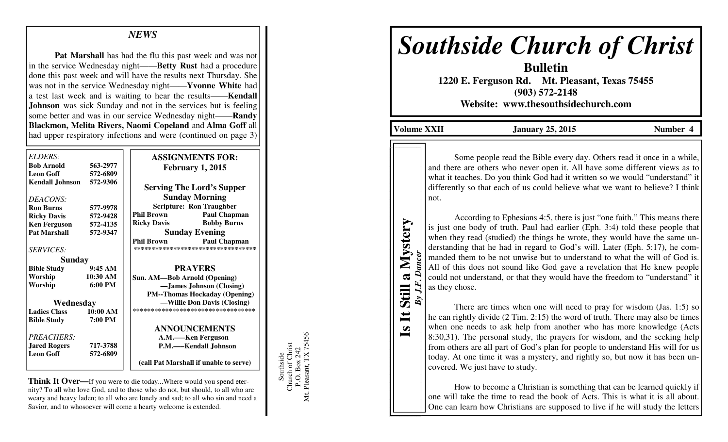## NEWS

**Pat Marshall** has had the flu this past week and was not in the service Wednesday night——**Betty Rust** had a procedure done this past week and will have the results next Thursday. She was not in the service Wednesday night——**Yvonne White** had a test last week and is waiting to hear the results——**Kendall Johnson** was sick Sunday and not in the services but is feeling some better and was in our service Wednesday night——**Randy Blackmon, Melita Rivers, Naomi Copeland** and **Alma Goff** all had upper respiratory infections and were (continued on page 3)

*ELDERS:*

| | |
|---|---|
| **Bob Arnold** | **563-2977** |
| **Leon Goff** | **572-6809** |
| **Kendall Johnson** | **572-9306** |

*DEACONS:*

| | |
|---|---|
| **Ron Burns** | **577-9978** |
| **Ricky Davis** | **572-9428** |
| **Ken Ferguson** | **572-4135** |
| **Pat Marshall** | **572-9347** |

*SERVICES:*

**Sunday**

| | |
|---|---|
| **Bible Study** | **9:45 AM** |
| **Worship** | **10:30 AM** |
| **Worship** | **6:00 PM** |

**Wednesday**

| | |
|---|---|
| **Ladies Class** | **10:00 AM** |
| **Bible Study** | **7:00 PM** |

*PREACHERS:*

| | |
|---|---|
| **Jared Rogers** | **717-3788** |
| **Leon Goff** | **572-6809** |

**ASSIGNMENTS FOR: February 1, 2015**

**Serving The Lord's Supper**

**Sunday Morning**

**Scripture: Ron Traughber**

| | |
|---|---|
| **Phil Brown** | **Paul Chapman** |
| **Ricky Davis** | **Bobby Burns** |

**Sunday Evening**

| | |
|---|---|
| **Phil Brown** | **Paul Chapman** |

**PRAYERS**

**Sun. AM—Bob Arnold (Opening)**
**—James Johnson (Closing)**
**PM--Thomas Hockaday (Opening)**
**—Willie Don Davis (Closing)**

**ANNOUNCEMENTS**

**A.M.—-Ken Ferguson**
**P.M.—-Kendall Johnson**

**(call Pat Marshall if unable to serve)**

**Think It Over—**If you were to die today...Where would you spend eternity? To all who love God, and to those who do not, but should, to all who are weary and heavy laden; to all who are lonely and sad; to all who sin and need a Savior, and to whosoever will come a hearty welcome is extended.

Southside
Church of Christ
P.O. Box 242
Mt. Pleasant, TX 75456

# *Southside Church of Christ*

**Bulletin**

**1220 E. Ferguson Rd. Mt. Pleasant, Texas 75455**
**(903) 572-2148**
**Website: www.thesouthsidechurch.com**

**Volume XXII** **January 25, 2015** **Number 4**

## Is It Still a Mystery

***By J.F. Dancer***

Some people read the Bible every day. Others read it once in a while, and there are others who never open it. All have some different views as to what it teaches. Do you think God had it written so we would "understand" it differently so that each of us could believe what we want to believe? I think not.

According to Ephesians 4:5, there is just "one faith." This means there is just one body of truth. Paul had earlier (Eph. 3:4) told these people that when they read (studied) the things he wrote, they would have the same understanding that he had in regard to God's will. Later (Eph. 5:17), he commanded them to be not unwise but to understand to what the will of God is. All of this does not sound like God gave a revelation that He knew people could not understand, or that they would have the freedom to "understand" it as they chose.

There are times when one will need to pray for wisdom (Jas. 1:5) so he can rightly divide (2 Tim. 2:15) the word of truth. There may also be times when one needs to ask help from another who has more knowledge (Acts 8:30,31). The personal study, the prayers for wisdom, and the seeking help from others are all part of God's plan for people to understand His will for us today. At one time it was a mystery, and rightly so, but now it has been uncovered. We just have to study.

How to become a Christian is something that can be learned quickly if one will take the time to read the book of Acts. This is what it is all about. One can learn how Christians are supposed to live if he will study the letters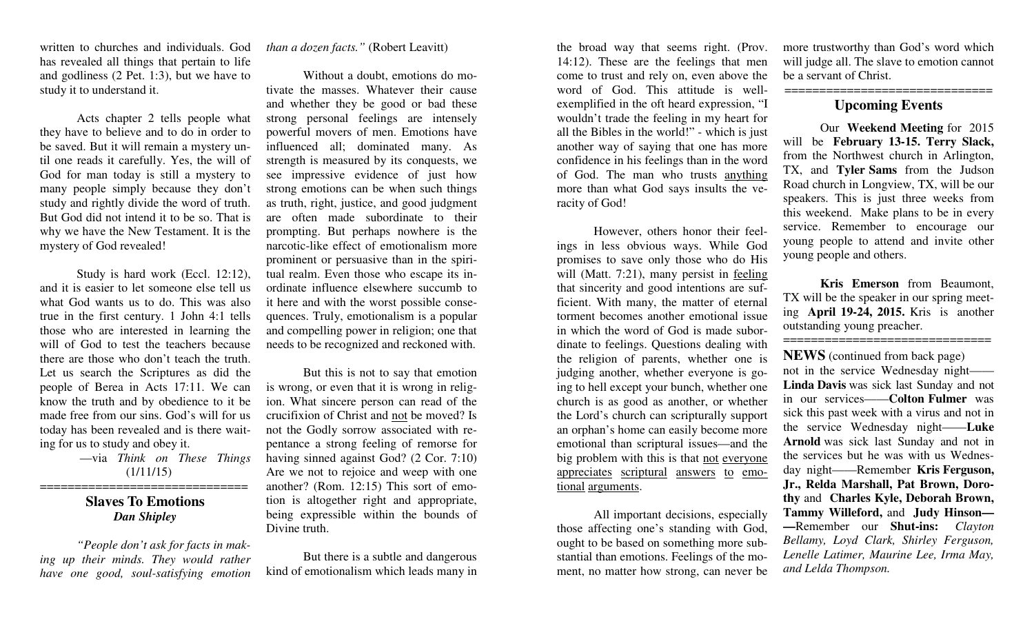written to churches and individuals. God has revealed all things that pertain to life and godliness (2 Pet. 1:3), but we have to study it to understand it.

Acts chapter 2 tells people what they have to believe and to do in order to be saved. But it will remain a mystery until one reads it carefully. Yes, the will of God for man today is still a mystery to many people simply because they don't study and rightly divide the word of truth. But God did not intend it to be so. That is why we have the New Testament. It is the mystery of God revealed!

Study is hard work (Eccl. 12:12), and it is easier to let someone else tell us what God wants us to do. This was also true in the first century. 1 John 4:1 tells those who are interested in learning the will of God to test the teachers because there are those who don't teach the truth. Let us search the Scriptures as did the people of Berea in Acts 17:11. We can know the truth and by obedience to it be made free from our sins. God's will for us today has been revealed and is there waiting for us to study and obey it.

—via *Think on These Things* (1/11/15)

==============================

## Slaves To Emotions

***Dan Shipley***

*"People don't ask for facts in making up their minds. They would rather have one good, soul-satisfying emotion than a dozen facts."* (Robert Leavitt)

Without a doubt, emotions do motivate the masses. Whatever their cause and whether they be good or bad these strong personal feelings are intensely powerful movers of men. Emotions have influenced all; dominated many. As strength is measured by its conquests, we see impressive evidence of just how strong emotions can be when such things as truth, right, justice, and good judgment are often made subordinate to their prompting. But perhaps nowhere is the narcotic-like effect of emotionalism more prominent or persuasive than in the spiritual realm. Even those who escape its inordinate influence elsewhere succumb to it here and with the worst possible consequences. Truly, emotionalism is a popular and compelling power in religion; one that needs to be recognized and reckoned with.

But this is not to say that emotion is wrong, or even that it is wrong in religion. What sincere person can read of the crucifixion of Christ and not be moved? Is not the Godly sorrow associated with repentance a strong feeling of remorse for having sinned against God? (2 Cor. 7:10) Are we not to rejoice and weep with one another? (Rom. 12:15) This sort of emotion is altogether right and appropriate, being expressible within the bounds of Divine truth.

But there is a subtle and dangerous kind of emotionalism which leads many in the broad way that seems right. (Prov. 14:12). These are the feelings that men come to trust and rely on, even above the word of God. This attitude is well-exemplified in the oft heard expression, "I wouldn't trade the feeling in my heart for all the Bibles in the world!" - which is just another way of saying that one has more confidence in his feelings than in the word of God. The man who trusts anything more than what God says insults the veracity of God!

However, others honor their feelings in less obvious ways. While God promises to save only those who do His will (Matt. 7:21), many persist in feeling that sincerity and good intentions are sufficient. With many, the matter of eternal torment becomes another emotional issue in which the word of God is made subordinate to feelings. Questions dealing with the religion of parents, whether one is judging another, whether everyone is going to hell except your bunch, whether one church is as good as another, or whether the Lord's church can scripturally support an orphan's home can easily become more emotional than scriptural issues—and the big problem with this is that not everyone appreciates scriptural answers to emotional arguments.

All important decisions, especially those affecting one's standing with God, ought to be based on something more substantial than emotions. Feelings of the moment, no matter how strong, can never be more trustworthy than God's word which will judge all. The slave to emotion cannot be a servant of Christ.

==============================

## Upcoming Events

Our **Weekend Meeting** for 2015 will be **February 13-15. Terry Slack,** from the Northwest church in Arlington, TX, and **Tyler Sams** from the Judson Road church in Longview, TX, will be our speakers. This is just three weeks from this weekend. Make plans to be in every service. Remember to encourage our young people to attend and invite other young people and others.

**Kris Emerson** from Beaumont, TX will be the speaker in our spring meeting **April 19-24, 2015.** Kris is another outstanding young preacher.

==============================

**NEWS** (continued from back page)
not in the service Wednesday night——**Linda Davis** was sick last Sunday and not in our services——**Colton Fulmer** was sick this past week with a virus and not in the service Wednesday night——**Luke Arnold** was sick last Sunday and not in the services but he was with us Wednesday night——Remember **Kris Ferguson, Jr., Relda Marshall, Pat Brown, Dorothy** and **Charles Kyle, Deborah Brown, Tammy Willeford,** and **Judy Hinson——**Remember our **Shut-ins:** *Clayton Bellamy, Loyd Clark, Shirley Ferguson, Lenelle Latimer, Maurine Lee, Irma May, and Lelda Thompson.*